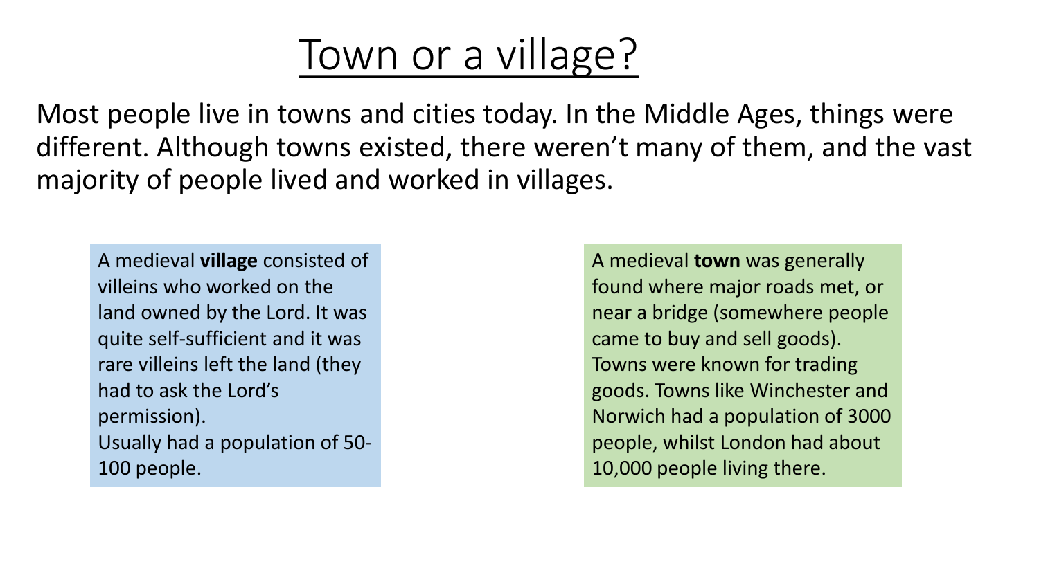# Town or a village?

Most people live in towns and cities today. In the Middle Ages, things were different. Although towns existed, there weren't many of them, and the vast majority of people lived and worked in villages.

A medieval **village** consisted of villeins who worked on the land owned by the Lord. It was quite self-sufficient and it was rare villeins left the land (they had to ask the Lord's permission).
Usually had a population of 50-100 people.

A medieval **town** was generally found where major roads met, or near a bridge (somewhere people came to buy and sell goods). Towns were known for trading goods. Towns like Winchester and Norwich had a population of 3000 people, whilst London had about 10,000 people living there.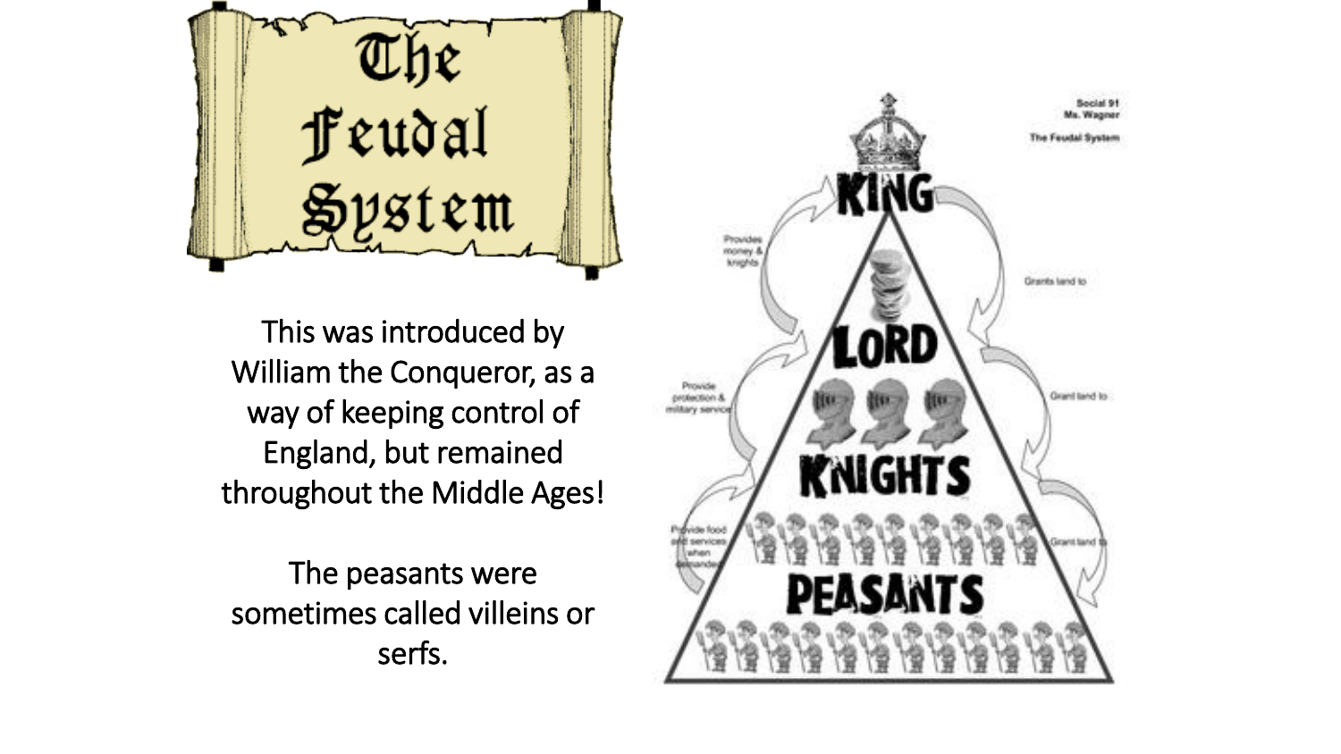# The Feudal System

This was introduced by William the Conqueror, as a way of keeping control of England, but remained throughout the Middle Ages!

The peasants were sometimes called villeins or serfs.

Social 91
Ms. Wagner

The Feudal System

KING

LORD

KNIGHTS

PEASANTS

Provides money & knights

Provide protection & military service

Provide food and services when demanded

Grants land to

Grant land to

Grant land to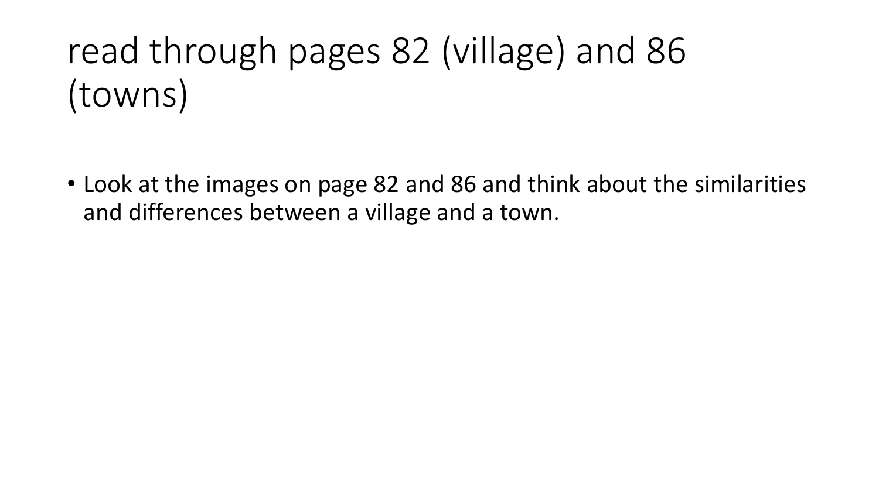# read through pages 82 (village) and 86 (towns)

- Look at the images on page 82 and 86 and think about the similarities and differences between a village and a town.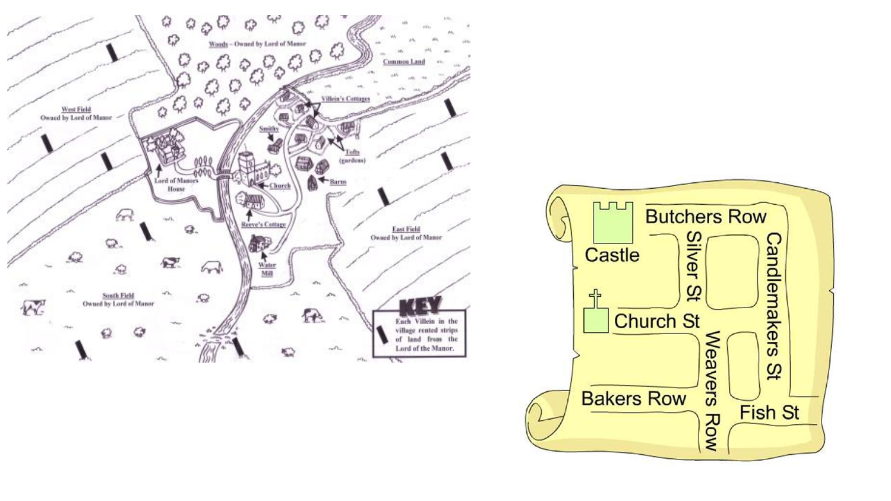Woods – Owned by Lord of Manor

Common Land

Villein's Cottages

West Field
Owned by Lord of Manor

Smithy

Tofts (gardens)

Lord of Manors House

Church

Barns

Reeve's Cottage

East Field
Owned by Lord of Manor

Water Mill

South Field
Owned by Lord of Manor

**KEY**

Each Villein in the village rented strips of land from the Lord of the Manor.

Castle

Butchers Row

Silver St

Candlemakers St

Church St

Weavers Row

Bakers Row

Fish St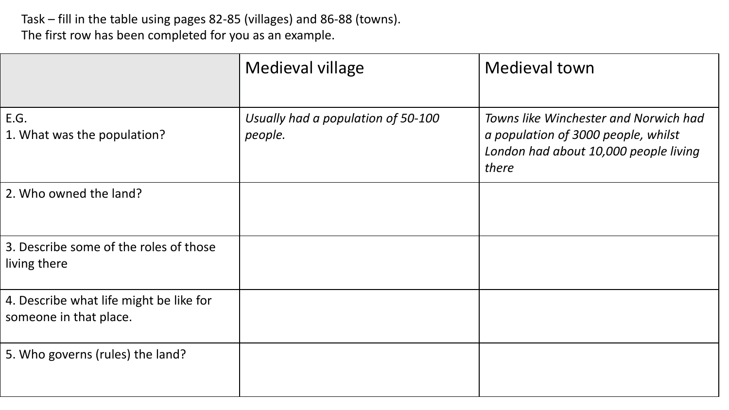Task – fill in the table using pages 82-85 (villages) and 86-88 (towns).
The first row has been completed for you as an example.

| | Medieval village | Medieval town |
|---|---|---|
| E.G.<br>1. What was the population? | *Usually had a population of 50-100 people.* | *Towns like Winchester and Norwich had a population of 3000 people, whilst London had about 10,000 people living there* |
| 2. Who owned the land? | | |
| 3. Describe some of the roles of those living there | | |
| 4. Describe what life might be like for someone in that place. | | |
| 5. Who governs (rules) the land? | | |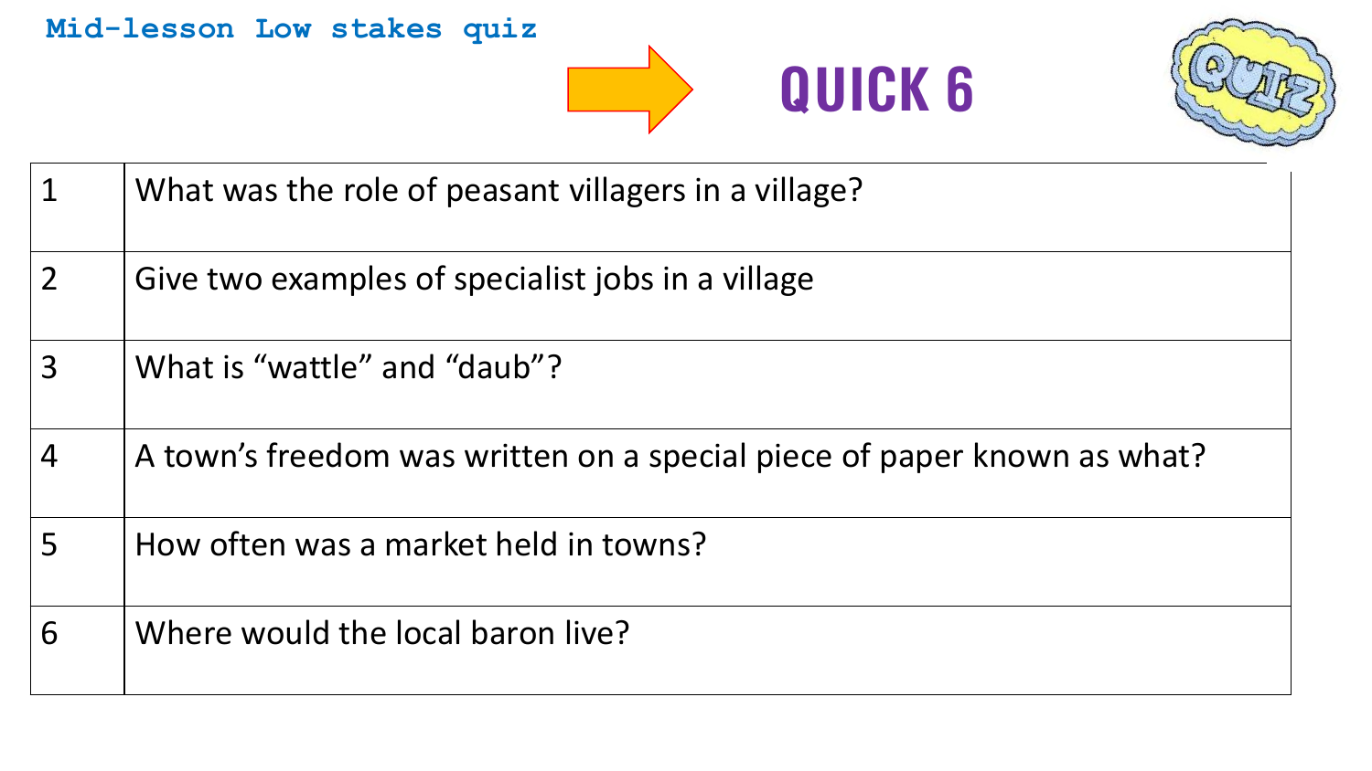**Mid-lesson Low stakes quiz**

# QUICK 6

| | |
|---|---|
| 1 | What was the role of peasant villagers in a village? |
| 2 | Give two examples of specialist jobs in a village |
| 3 | What is "wattle" and "daub"? |
| 4 | A town's freedom was written on a special piece of paper known as what? |
| 5 | How often was a market held in towns? |
| 6 | Where would the local baron live? |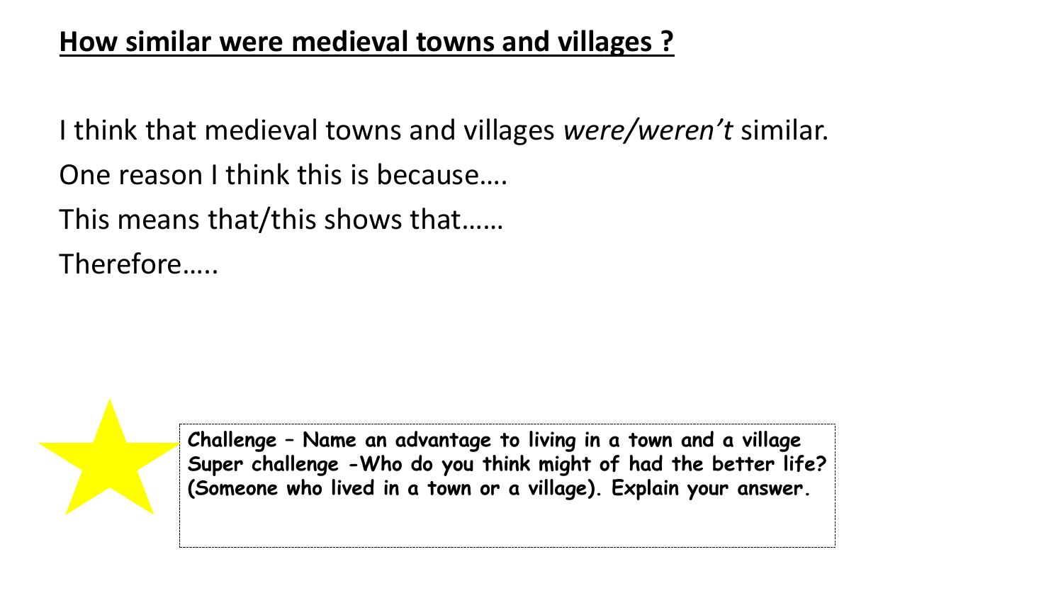**How similar were medieval towns and villages ?**

I think that medieval towns and villages *were/weren't* similar.

One reason I think this is because….

This means that/this shows that……

Therefore…..

**Challenge – Name an advantage to living in a town and a village**
**Super challenge -Who do you think might of had the better life? (Someone who lived in a town or a village). Explain your answer.**